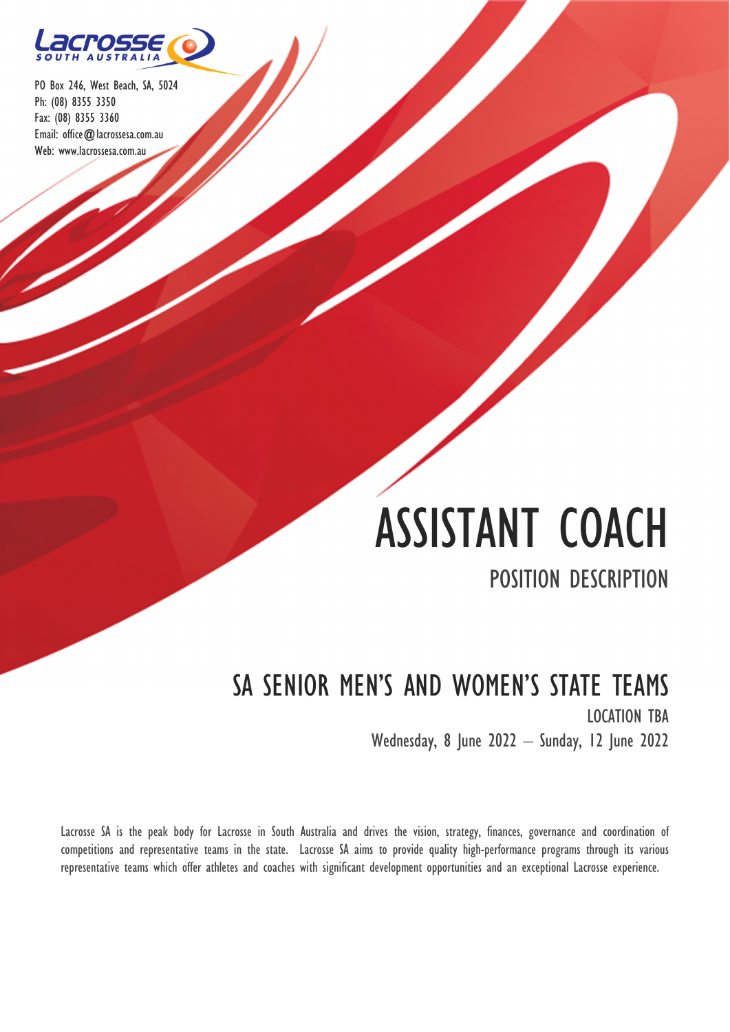Lacrosse SOUTH AUSTRALIA

PO Box 246, West Beach, SA, 5024
Ph: (08) 8355 3350
Fax: (08) 8355 3360
Email: office@lacrossesa.com.au
Web: www.lacrossesa.com.au

# ASSISTANT COACH

## POSITION DESCRIPTION

## SA SENIOR MEN'S AND WOMEN'S STATE TEAMS

LOCATION TBA

Wednesday, 8 June 2022 – Sunday, 12 June 2022

Lacrosse SA is the peak body for Lacrosse in South Australia and drives the vision, strategy, finances, governance and coordination of competitions and representative teams in the state. Lacrosse SA aims to provide quality high-performance programs through its various representative teams which offer athletes and coaches with significant development opportunities and an exceptional Lacrosse experience.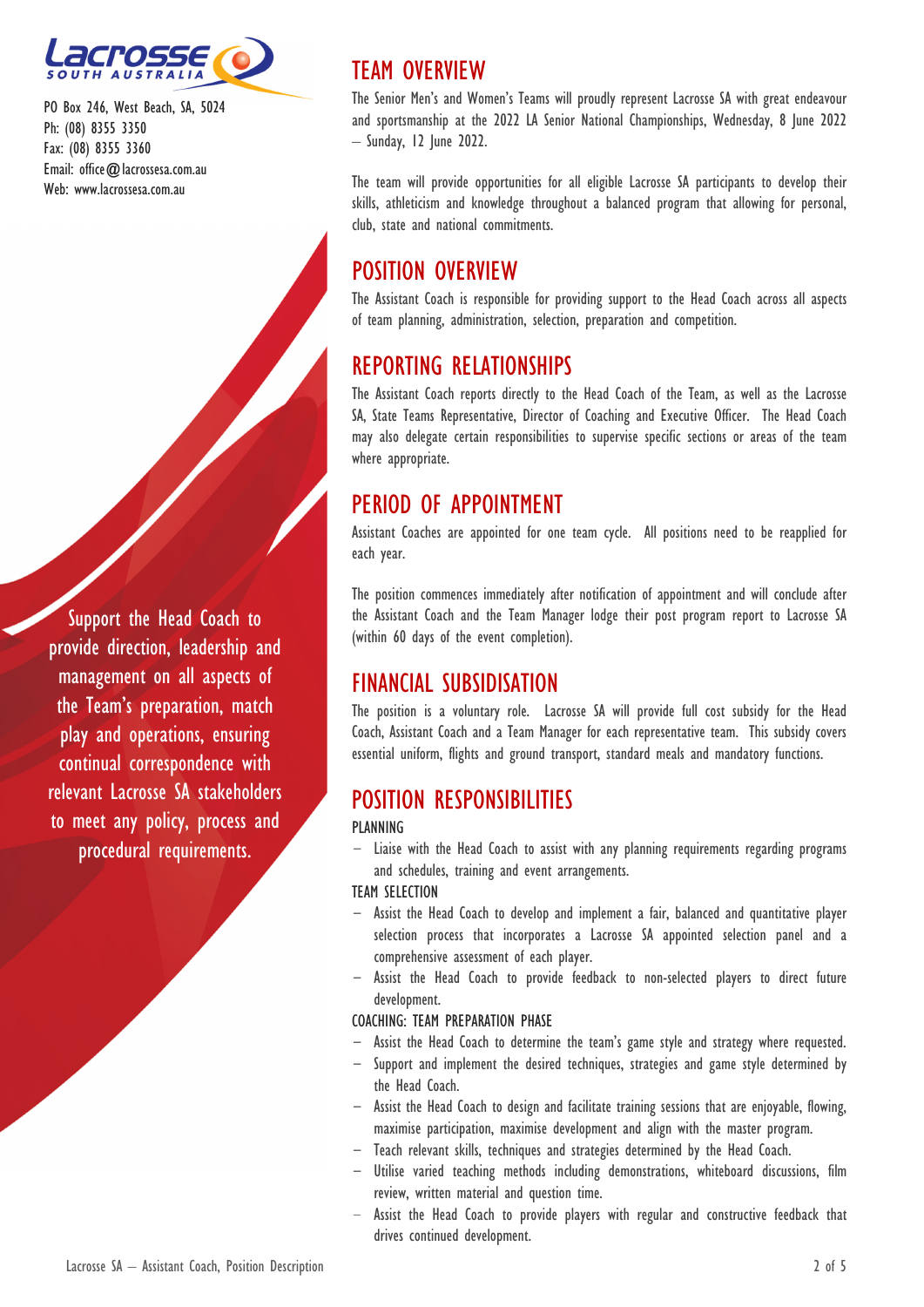PO Box 246, West Beach, SA, 5024
Ph: (08) 8355 3350
Fax: (08) 8355 3360
Email: office@lacrossesa.com.au
Web: www.lacrossesa.com.au

Support the Head Coach to provide direction, leadership and management on all aspects of the Team's preparation, match play and operations, ensuring continual correspondence with relevant Lacrosse SA stakeholders to meet any policy, process and procedural requirements.

## TEAM OVERVIEW

The Senior Men's and Women's Teams will proudly represent Lacrosse SA with great endeavour and sportsmanship at the 2022 LA Senior National Championships, Wednesday, 8 June 2022 – Sunday, 12 June 2022.

The team will provide opportunities for all eligible Lacrosse SA participants to develop their skills, athleticism and knowledge throughout a balanced program that allowing for personal, club, state and national commitments.

## POSITION OVERVIEW

The Assistant Coach is responsible for providing support to the Head Coach across all aspects of team planning, administration, selection, preparation and competition.

## REPORTING RELATIONSHIPS

The Assistant Coach reports directly to the Head Coach of the Team, as well as the Lacrosse SA, State Teams Representative, Director of Coaching and Executive Officer. The Head Coach may also delegate certain responsibilities to supervise specific sections or areas of the team where appropriate.

## PERIOD OF APPOINTMENT

Assistant Coaches are appointed for one team cycle. All positions need to be reapplied for each year.

The position commences immediately after notification of appointment and will conclude after the Assistant Coach and the Team Manager lodge their post program report to Lacrosse SA (within 60 days of the event completion).

## FINANCIAL SUBSIDISATION

The position is a voluntary role. Lacrosse SA will provide full cost subsidy for the Head Coach, Assistant Coach and a Team Manager for each representative team. This subsidy covers essential uniform, flights and ground transport, standard meals and mandatory functions.

## POSITION RESPONSIBILITIES

### PLANNING

- Liaise with the Head Coach to assist with any planning requirements regarding programs and schedules, training and event arrangements.

### TEAM SELECTION

- Assist the Head Coach to develop and implement a fair, balanced and quantitative player selection process that incorporates a Lacrosse SA appointed selection panel and a comprehensive assessment of each player.
- Assist the Head Coach to provide feedback to non-selected players to direct future development.

### COACHING: TEAM PREPARATION PHASE

- Assist the Head Coach to determine the team's game style and strategy where requested.
- Support and implement the desired techniques, strategies and game style determined by the Head Coach.
- Assist the Head Coach to design and facilitate training sessions that are enjoyable, flowing, maximise participation, maximise development and align with the master program.
- Teach relevant skills, techniques and strategies determined by the Head Coach.
- Utilise varied teaching methods including demonstrations, whiteboard discussions, film review, written material and question time.
- Assist the Head Coach to provide players with regular and constructive feedback that drives continued development.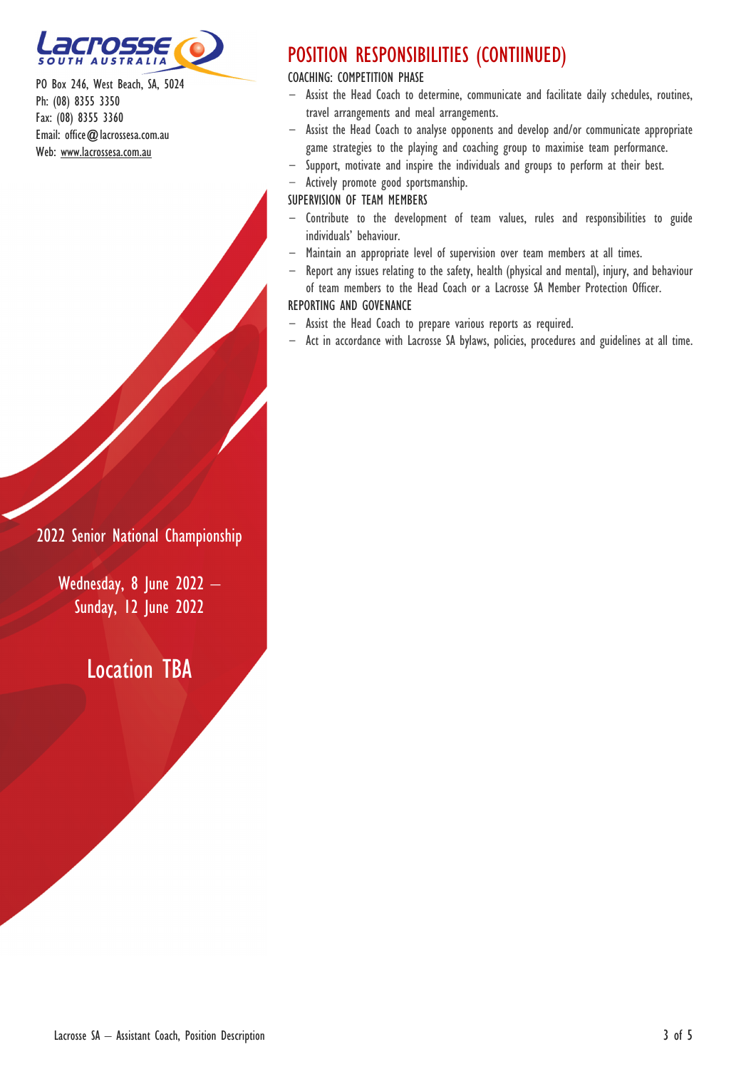PO Box 246, West Beach, SA, 5024
Ph: (08) 8355 3350
Fax: (08) 8355 3360
Email: office@lacrossesa.com.au
Web: www.lacrossesa.com.au

## POSITION RESPONSIBILITIES (CONTIINUED)

### COACHING: COMPETITION PHASE

- Assist the Head Coach to determine, communicate and facilitate daily schedules, routines, travel arrangements and meal arrangements.
- Assist the Head Coach to analyse opponents and develop and/or communicate appropriate game strategies to the playing and coaching group to maximise team performance.
- Support, motivate and inspire the individuals and groups to perform at their best.
- Actively promote good sportsmanship.

### SUPERVISION OF TEAM MEMBERS

- Contribute to the development of team values, rules and responsibilities to guide individuals' behaviour.
- Maintain an appropriate level of supervision over team members at all times.
- Report any issues relating to the safety, health (physical and mental), injury, and behaviour of team members to the Head Coach or a Lacrosse SA Member Protection Officer.

### REPORTING AND GOVENANCE

- Assist the Head Coach to prepare various reports as required.
- Act in accordance with Lacrosse SA bylaws, policies, procedures and guidelines at all time.

2022 Senior National Championship

Wednesday, 8 June 2022 – Sunday, 12 June 2022

Location TBA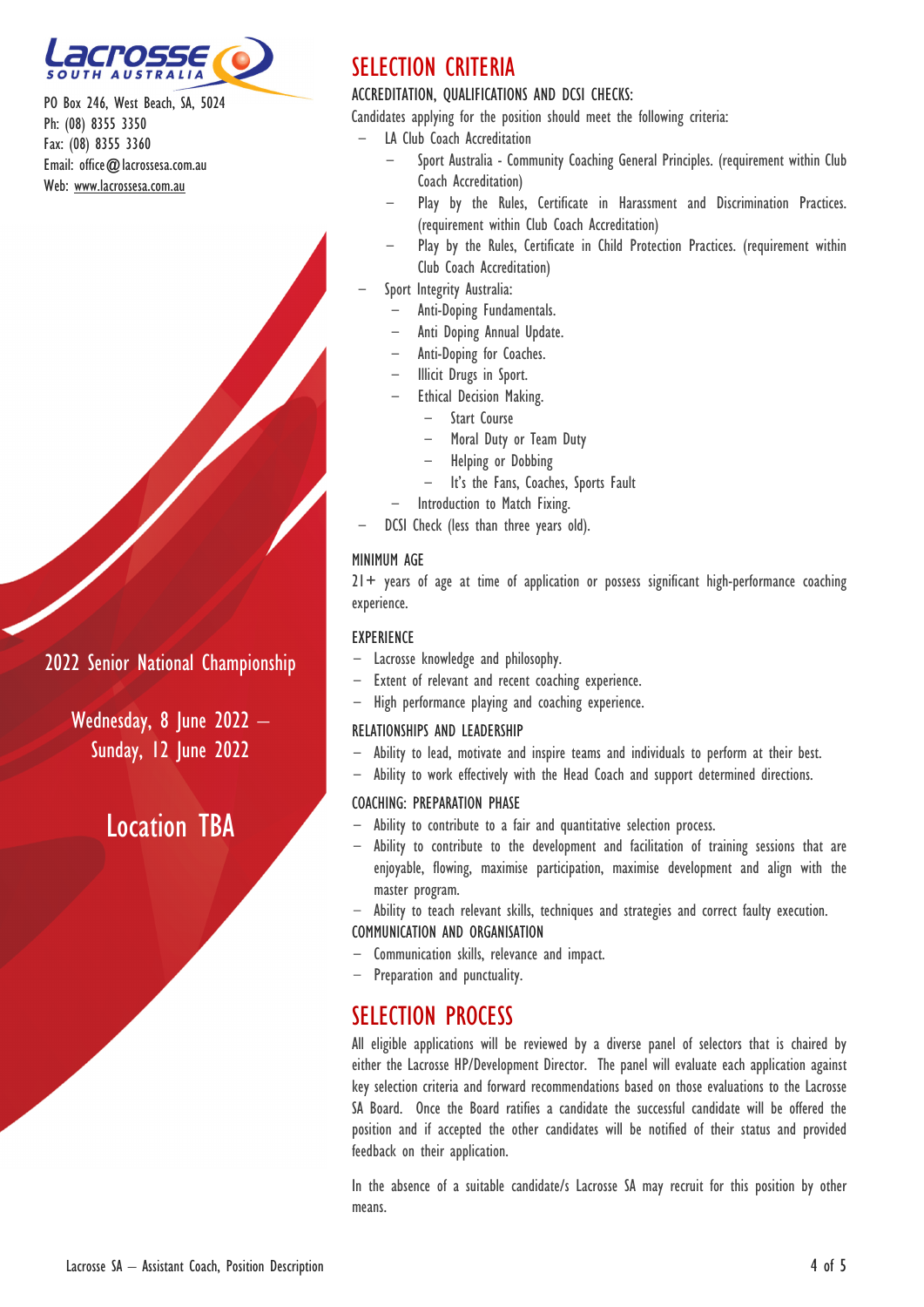PO Box 246, West Beach, SA, 5024
Ph: (08) 8355 3350
Fax: (08) 8355 3360
Email: office@lacrossesa.com.au
Web: www.lacrossesa.com.au

2022 Senior National Championship

Wednesday, 8 June 2022 – Sunday, 12 June 2022

Location TBA

# SELECTION CRITERIA

## ACCREDITATION, QUALIFICATIONS AND DCSI CHECKS:

Candidates applying for the position should meet the following criteria:

- LA Club Coach Accreditation
  - Sport Australia - Community Coaching General Principles. (requirement within Club Coach Accreditation)
  - Play by the Rules, Certificate in Harassment and Discrimination Practices. (requirement within Club Coach Accreditation)
  - Play by the Rules, Certificate in Child Protection Practices. (requirement within Club Coach Accreditation)
- Sport Integrity Australia:
  - Anti-Doping Fundamentals.
  - Anti Doping Annual Update.
  - Anti-Doping for Coaches.
  - Illicit Drugs in Sport.
  - Ethical Decision Making.
    - Start Course
    - Moral Duty or Team Duty
    - Helping or Dobbing
    - It's the Fans, Coaches, Sports Fault
  - Introduction to Match Fixing.
- DCSI Check (less than three years old).

## MINIMUM AGE

21+ years of age at time of application or possess significant high-performance coaching experience.

## EXPERIENCE

- Lacrosse knowledge and philosophy.
- Extent of relevant and recent coaching experience.
- High performance playing and coaching experience.

## RELATIONSHIPS AND LEADERSHIP

- Ability to lead, motivate and inspire teams and individuals to perform at their best.
- Ability to work effectively with the Head Coach and support determined directions.

## COACHING: PREPARATION PHASE

- Ability to contribute to a fair and quantitative selection process.
- Ability to contribute to the development and facilitation of training sessions that are enjoyable, flowing, maximise participation, maximise development and align with the master program.
- Ability to teach relevant skills, techniques and strategies and correct faulty execution.

## COMMUNICATION AND ORGANISATION

- Communication skills, relevance and impact.
- Preparation and punctuality.

# SELECTION PROCESS

All eligible applications will be reviewed by a diverse panel of selectors that is chaired by either the Lacrosse HP/Development Director. The panel will evaluate each application against key selection criteria and forward recommendations based on those evaluations to the Lacrosse SA Board. Once the Board ratifies a candidate the successful candidate will be offered the position and if accepted the other candidates will be notified of their status and provided feedback on their application.

In the absence of a suitable candidate/s Lacrosse SA may recruit for this position by other means.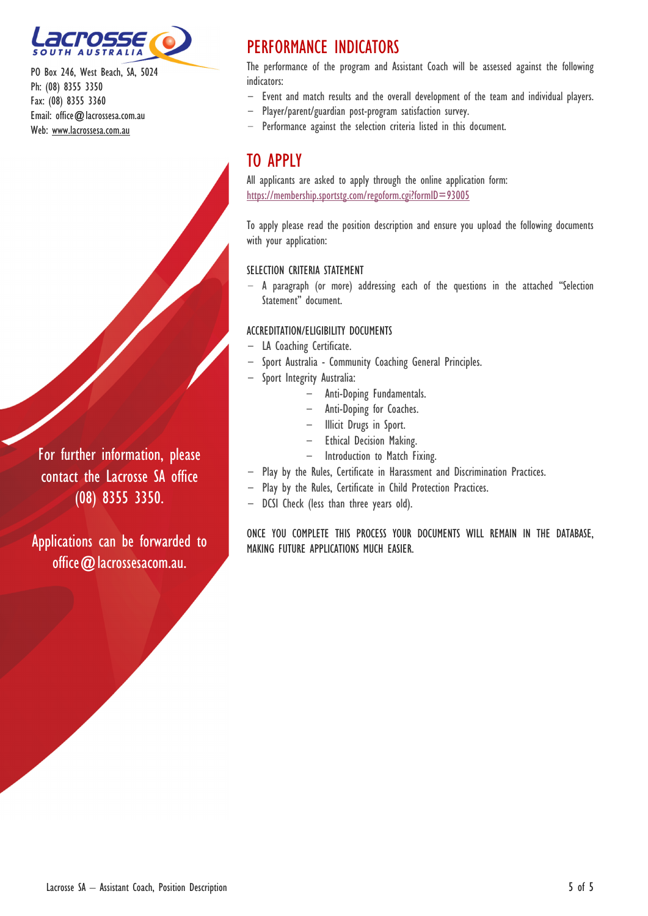PO Box 246, West Beach, SA, 5024
Ph: (08) 8355 3350
Fax: (08) 8355 3360
Email: office@lacrossesa.com.au
Web: www.lacrossesa.com.au

For further information, please contact the Lacrosse SA office (08) 8355 3350.

Applications can be forwarded to office@lacrossesacom.au.

## PERFORMANCE INDICATORS

The performance of the program and Assistant Coach will be assessed against the following indicators:

- Event and match results and the overall development of the team and individual players.
- Player/parent/guardian post-program satisfaction survey.
- Performance against the selection criteria listed in this document.

## TO APPLY

All applicants are asked to apply through the online application form: https://membership.sportstg.com/regoform.cgi?formID=93005

To apply please read the position description and ensure you upload the following documents with your application:

### SELECTION CRITERIA STATEMENT

- A paragraph (or more) addressing each of the questions in the attached "Selection Statement" document.

### ACCREDITATION/ELIGIBILITY DOCUMENTS

- LA Coaching Certificate.
- Sport Australia - Community Coaching General Principles.
- Sport Integrity Australia:
  - Anti-Doping Fundamentals.
  - Anti-Doping for Coaches.
  - Illicit Drugs in Sport.
  - Ethical Decision Making.
  - Introduction to Match Fixing.
- Play by the Rules, Certificate in Harassment and Discrimination Practices.
- Play by the Rules, Certificate in Child Protection Practices.
- DCSI Check (less than three years old).

ONCE YOU COMPLETE THIS PROCESS YOUR DOCUMENTS WILL REMAIN IN THE DATABASE, MAKING FUTURE APPLICATIONS MUCH EASIER.